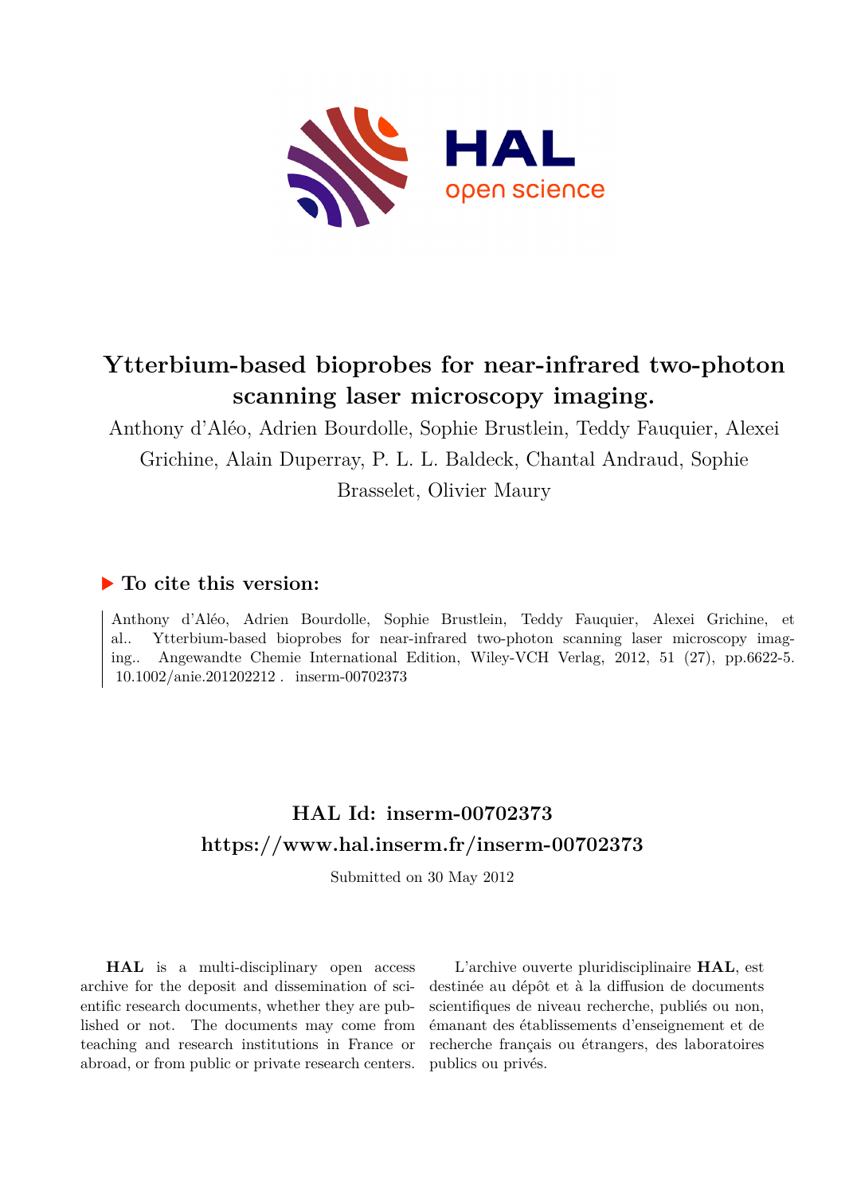# Ytterbium-based bioprobes for near-infrared two-photon scanning laser microscopy imaging.

Anthony d'Aléo, Adrien Bourdolle, Sophie Brustlein, Teddy Fauquier, Alexei Grichine, Alain Duperray, P. L. L. Baldeck, Chantal Andraud, Sophie Brasselet, Olivier Maury

## ▶ To cite this version:

Anthony d'Aléo, Adrien Bourdolle, Sophie Brustlein, Teddy Fauquier, Alexei Grichine, et al.. Ytterbium-based bioprobes for near-infrared two-photon scanning laser microscopy imaging.. Angewandte Chemie International Edition, Wiley-VCH Verlag, 2012, 51 (27), pp.6622-5. 10.1002/anie.201202212 . inserm-00702373

## HAL Id: inserm-00702373
## https://www.hal.inserm.fr/inserm-00702373

Submitted on 30 May 2012

**HAL** is a multi-disciplinary open access archive for the deposit and dissemination of scientific research documents, whether they are published or not. The documents may come from teaching and research institutions in France or abroad, or from public or private research centers.

L'archive ouverte pluridisciplinaire **HAL**, est destinée au dépôt et à la diffusion de documents scientifiques de niveau recherche, publiés ou non, émanant des établissements d'enseignement et de recherche français ou étrangers, des laboratoires publics ou privés.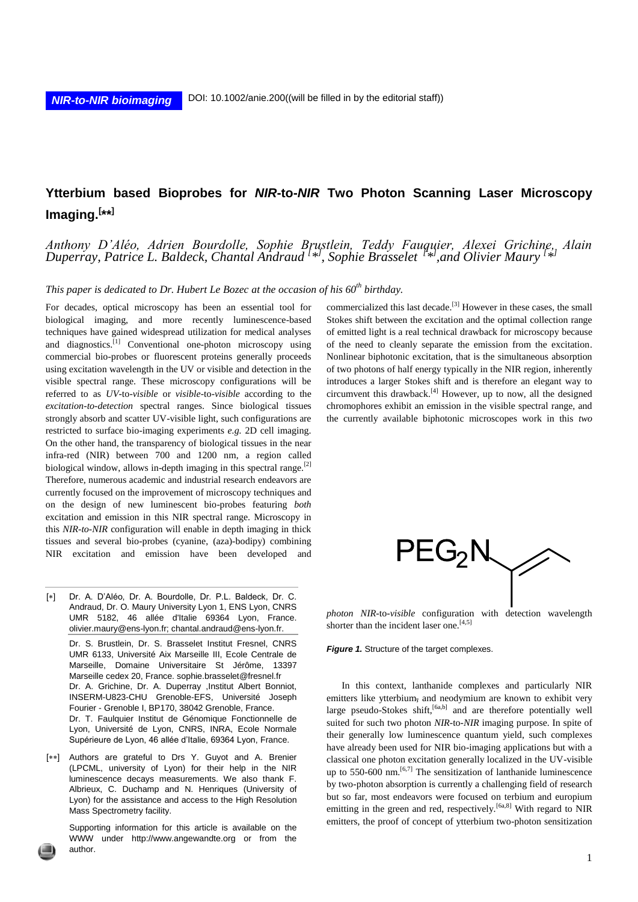*NIR-to-NIR bioimaging* DOI: 10.1002/anie.200((will be filled in by the editorial staff))

# Ytterbium based Bioprobes for *NIR*-to-*NIR* Two Photon Scanning Laser Microscopy Imaging.[**]

*Anthony D'Aléo, Adrien Bourdolle, Sophie Brustlein, Teddy Fauquier, Alexei Grichine, Alain Duperray, Patrice L. Baldeck, Chantal Andraud [*], Sophie Brasselet [*], and Olivier Maury [*]*

*This paper is dedicated to Dr. Hubert Le Bozec at the occasion of his 60th birthday.*

For decades, optical microscopy has been an essential tool for biological imaging, and more recently luminescence-based techniques have gained widespread utilization for medical analyses and diagnostics.[1] Conventional one-photon microscopy using commercial bio-probes or fluorescent proteins generally proceeds using excitation wavelength in the UV or visible and detection in the visible spectral range. These microscopy configurations will be referred to as *UV*-to-*visible* or *visible*-to-*visible* according to the *excitation-to-detection* spectral ranges. Since biological tissues strongly absorb and scatter UV-visible light, such configurations are restricted to surface bio-imaging experiments *e.g.* 2D cell imaging. On the other hand, the transparency of biological tissues in the near infra-red (NIR) between 700 and 1200 nm, a region called biological window, allows in-depth imaging in this spectral range.[2] Therefore, numerous academic and industrial research endeavors are currently focused on the improvement of microscopy techniques and on the design of new luminescent bio-probes featuring *both* excitation and emission in this NIR spectral range. Microscopy in this *NIR-to-NIR* configuration will enable in depth imaging in thick tissues and several bio-probes (cyanine, (aza)-bodipy) combining NIR excitation and emission have been developed and commercialized this last decade.[3] However in these cases, the small Stokes shift between the excitation and the optimal collection range of emitted light is a real technical drawback for microscopy because of the need to cleanly separate the emission from the excitation. Nonlinear biphotonic excitation, that is the simultaneous absorption of two photons of half energy typically in the NIR region, inherently introduces a larger Stokes shift and is therefore an elegant way to circumvent this drawback.[4] However, up to now, all the designed chromophores exhibit an emission in the visible spectral range, and the currently available biphotonic microscopes work in this *two photon NIR*-to-*visible* configuration with detection wavelength shorter than the incident laser one.[4,5]

$PEG_2N$

***Figure 1.*** Structure of the target complexes.

In this context, lanthanide complexes and particularly NIR emitters like ytterbium, and neodymium are known to exhibit very large pseudo-Stokes shift,[6a,b] and are therefore potentially well suited for such two photon *NIR*-to-*NIR* imaging purpose. In spite of their generally low luminescence quantum yield, such complexes have already been used for NIR bio-imaging applications but with a classical one photon excitation generally localized in the UV-visible up to 550-600 nm.[6,7] The sensitization of lanthanide luminescence by two-photon absorption is currently a challenging field of research but so far, most endeavors were focused on terbium and europium emitting in the green and red, respectively.[6a,8] With regard to NIR emitters, the proof of concept of ytterbium two-photon sensitization

[*] Dr. A. D'Aléo, Dr. A. Bourdolle, Dr. P.L. Baldeck, Dr. C. Andraud, Dr. O. Maury University Lyon 1, ENS Lyon, CNRS UMR 5182, 46 allée d'Italie 69364 Lyon, France. olivier.maury@ens-lyon.fr; chantal.andraud@ens-lyon.fr.

Dr. S. Brustlein, Dr. S. Brasselet Institut Fresnel, CNRS UMR 6133, Université Aix Marseille III, Ecole Centrale de Marseille, Domaine Universitaire St Jérôme, 13397 Marseille cedex 20, France. sophie.brasselet@fresnel.fr
Dr. A. Grichine, Dr. A. Duperray ,Institut Albert Bonniot, INSERM-U823-CHU Grenoble-EFS, Université Joseph Fourier - Grenoble I, BP170, 38042 Grenoble, France.
Dr. T. Faulquier Institut de Génomique Fonctionnelle de Lyon, Université de Lyon, CNRS, INRA, Ecole Normale Supérieure de Lyon, 46 allée d'Italie, 69364 Lyon, France.

[**] Authors are grateful to Drs Y. Guyot and A. Brenier (LPCML, university of Lyon) for their help in the NIR luminescence decays measurements. We also thank F. Albrieux, C. Duchamp and N. Henriques (University of Lyon) for the assistance and access to the High Resolution Mass Spectrometry facility.

Supporting information for this article is available on the WWW under http://www.angewandte.org or from the author.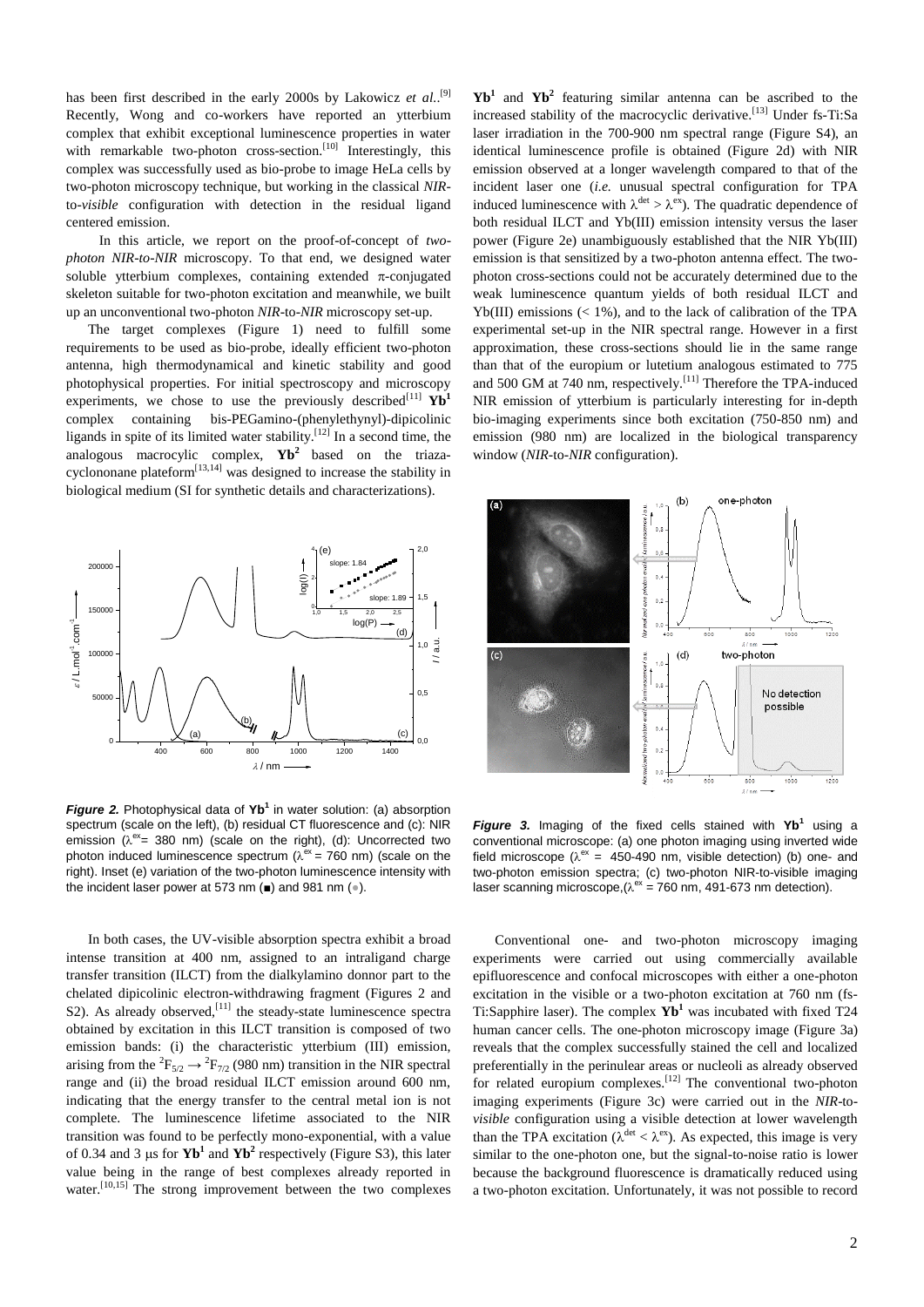has been first described in the early 2000s by Lakowicz *et al.*.[9] Recently, Wong and co-workers have reported an ytterbium complex that exhibit exceptional luminescence properties in water with remarkable two-photon cross-section.[10] Interestingly, this complex was successfully used as bio-probe to image HeLa cells by two-photon microscopy technique, but working in the classical *NIR*-to-*visible* configuration with detection in the residual ligand centered emission.

In this article, we report on the proof-of-concept of *two-photon NIR-to-NIR* microscopy. To that end, we designed water soluble ytterbium complexes, containing extended π-conjugated skeleton suitable for two-photon excitation and meanwhile, we built up an unconventional two-photon *NIR*-to-*NIR* microscopy set-up.

The target complexes (Figure 1) need to fulfill some requirements to be used as bio-probe, ideally efficient two-photon antenna, high thermodynamical and kinetic stability and good photophysical properties. For initial spectroscopy and microscopy experiments, we chose to use the previously described[11] **Yb$^1$** complex containing bis-PEGamino-(phenylethynyl)-dipicolinic ligands in spite of its limited water stability.[12] In a second time, the analogous macrocylic complex, **Yb$^2$** based on the triazacyclononane plateform[13,14] was designed to increase the stability in biological medium (SI for synthetic details and characterizations).

***Figure 2.*** Photophysical data of **Yb$^1$** in water solution: (a) absorption spectrum (scale on the left), (b) residual CT fluorescence and (c): NIR emission ($\lambda^{ex}$= 380 nm) (scale on the right), (d): Uncorrected two photon induced luminescence spectrum ($\lambda^{ex}$ = 760 nm) (scale on the right). Inset (e) variation of the two-photon luminescence intensity with the incident laser power at 573 nm (■) and 981 nm (●).

In both cases, the UV-visible absorption spectra exhibit a broad intense transition at 400 nm, assigned to an intraligand charge transfer transition (ILCT) from the dialkylamino donnor part to the chelated dipicolinic electron-withdrawing fragment (Figures 2 and S2). As already observed,[11] the steady-state luminescence spectra obtained by excitation in this ILCT transition is composed of two emission bands: (i) the characteristic ytterbium (III) emission, arising from the $^2F_{5/2} \rightarrow {}^2F_{7/2}$ (980 nm) transition in the NIR spectral range and (ii) the broad residual ILCT emission around 600 nm, indicating that the energy transfer to the central metal ion is not complete. The luminescence lifetime associated to the NIR transition was found to be perfectly mono-exponential, with a value of 0.34 and 3 μs for **Yb$^1$** and **Yb$^2$** respectively (Figure S3), this later value being in the range of best complexes already reported in water.[10,15] The strong improvement between the two complexes **Yb$^1$** and **Yb$^2$** featuring similar antenna can be ascribed to the increased stability of the macrocyclic derivative.[13] Under fs-Ti:Sa laser irradiation in the 700-900 nm spectral range (Figure S4), an identical luminescence profile is obtained (Figure 2d) with NIR emission observed at a longer wavelength compared to that of the incident laser one (*i.e.* unusual spectral configuration for TPA induced luminescence with $\lambda^{det} > \lambda^{ex}$). The quadratic dependence of both residual ILCT and Yb(III) emission intensity versus the laser power (Figure 2e) unambiguously established that the NIR Yb(III) emission is that sensitized by a two-photon antenna effect. The two-photon cross-sections could not be accurately determined due to the weak luminescence quantum yields of both residual ILCT and Yb(III) emissions (< 1%), and to the lack of calibration of the TPA experimental set-up in the NIR spectral range. However in a first approximation, these cross-sections should lie in the same range than that of the europium or lutetium analogous estimated to 775 and 500 GM at 740 nm, respectively.[11] Therefore the TPA-induced NIR emission of ytterbium is particularly interesting for in-depth bio-imaging experiments since both excitation (750-850 nm) and emission (980 nm) are localized in the biological transparency window (*NIR*-to-*NIR* configuration).

***Figure 3.*** Imaging of the fixed cells stained with **Yb$^1$** using a conventional microscope: (a) one photon imaging using inverted wide field microscope ($\lambda^{ex}$ = 450-490 nm, visible detection) (b) one- and two-photon emission spectra; (c) two-photon NIR-to-visible imaging laser scanning microscope,($\lambda^{ex}$ = 760 nm, 491-673 nm detection).

Conventional one- and two-photon microscopy imaging experiments were carried out using commercially available epifluorescence and confocal microscopes with either a one-photon excitation in the visible or a two-photon excitation at 760 nm (fs-Ti:Sapphire laser). The complex **Yb$^1$** was incubated with fixed T24 human cancer cells. The one-photon microscopy image (Figure 3a) reveals that the complex successfully stained the cell and localized preferentially in the perinulear areas or nucleoli as already observed for related europium complexes.[12] The conventional two-photon imaging experiments (Figure 3c) were carried out in the *NIR*-to-*visible* configuration using a visible detection at lower wavelength than the TPA excitation ($\lambda^{det} < \lambda^{ex}$). As expected, this image is very similar to the one-photon one, but the signal-to-noise ratio is lower because the background fluorescence is dramatically reduced using a two-photon excitation. Unfortunately, it was not possible to record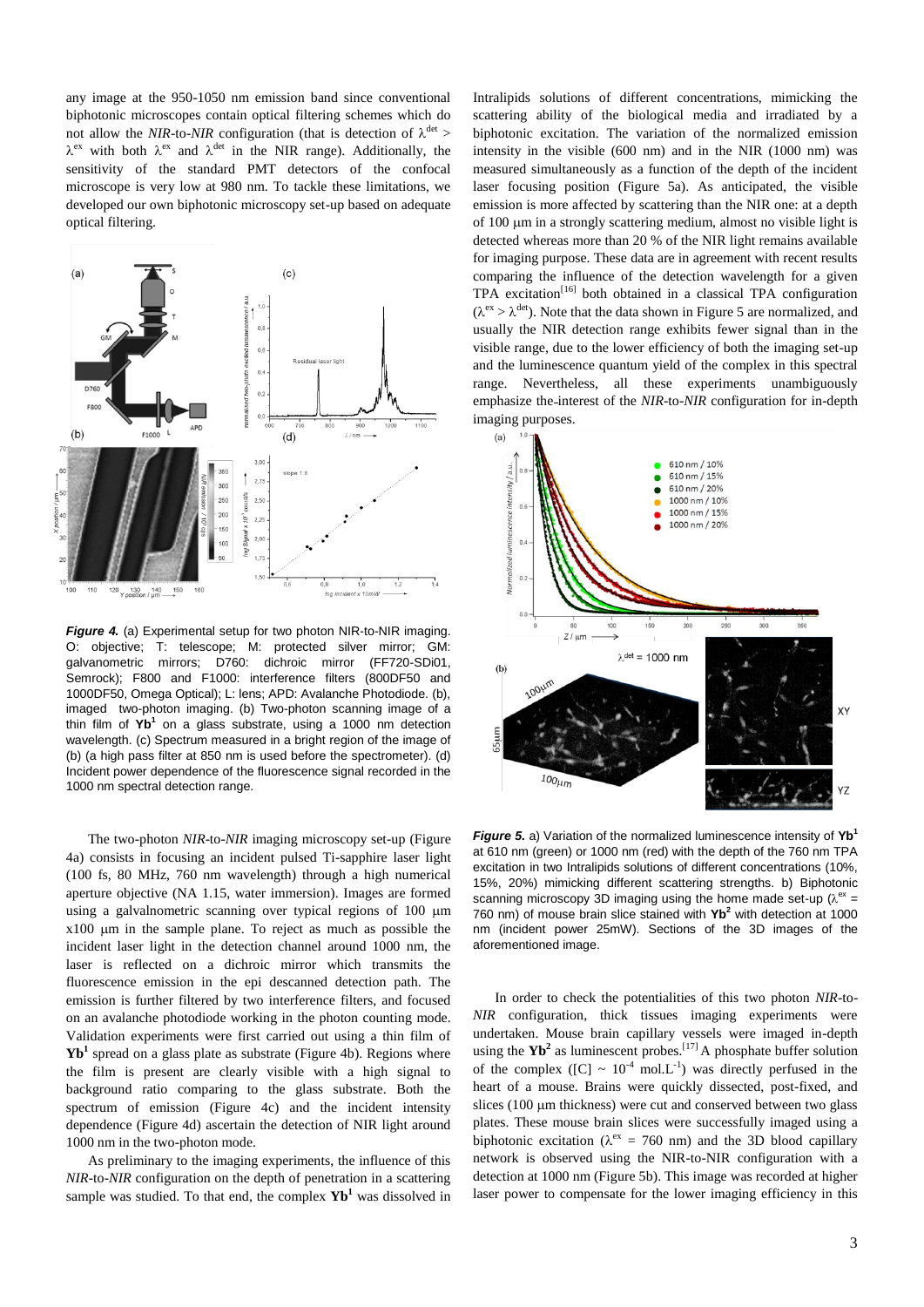any image at the 950-1050 nm emission band since conventional biphotonic microscopes contain optical filtering schemes which do not allow the *NIR*-to-*NIR* configuration (that is detection of $\lambda^{det} > \lambda^{ex}$ with both $\lambda^{ex}$ and $\lambda^{det}$ in the NIR range). Additionally, the sensitivity of the standard PMT detectors of the confocal microscope is very low at 980 nm. To tackle these limitations, we developed our own biphotonic microscopy set-up based on adequate optical filtering.

***Figure 4.*** (a) Experimental setup for two photon NIR-to-NIR imaging. O: objective; T: telescope; M: protected silver mirror; GM: galvanometric mirrors; D760: dichroic mirror (FF720-SDi01, Semrock); F800 and F1000: interference filters (800DF50 and 1000DF50, Omega Optical); L: lens; APD: Avalanche Photodiode. (b), imaged two-photon imaging. (b) Two-photon scanning image of a thin film of **Yb**[1] on a glass substrate, using a 1000 nm detection wavelength. (c) Spectrum measured in a bright region of the image of (b) (a high pass filter at 850 nm is used before the spectrometer). (d) Incident power dependence of the fluorescence signal recorded in the 1000 nm spectral detection range.

The two-photon *NIR*-to-*NIR* imaging microscopy set-up (Figure 4a) consists in focusing an incident pulsed Ti-sapphire laser light (100 fs, 80 MHz, 760 nm wavelength) through a high numerical aperture objective (NA 1.15, water immersion). Images are formed using a galvanometric scanning over typical regions of 100 μm x100 μm in the sample plane. To reject as much as possible the incident laser light in the detection channel around 1000 nm, the laser is reflected on a dichroic mirror which transmits the fluorescence emission in the epi descanned detection path. The emission is further filtered by two interference filters, and focused on an avalanche photodiode working in the photon counting mode. Validation experiments were first carried out using a thin film of **Yb**[1] spread on a glass plate as substrate (Figure 4b). Regions where the film is present are clearly visible with a high signal to background ratio comparing to the glass substrate. Both the spectrum of emission (Figure 4c) and the incident intensity dependence (Figure 4d) ascertain the detection of NIR light around 1000 nm in the two-photon mode.

As preliminary to the imaging experiments, the influence of this *NIR*-to-*NIR* configuration on the depth of penetration in a scattering sample was studied. To that end, the complex **Yb**[1] was dissolved in Intralipids solutions of different concentrations, mimicking the scattering ability of the biological media and irradiated by a biphotonic excitation. The variation of the normalized emission intensity in the visible (600 nm) and in the NIR (1000 nm) was measured simultaneously as a function of the depth of the incident laser focusing position (Figure 5a). As anticipated, the visible emission is more affected by scattering than the NIR one: at a depth of 100 μm in a strongly scattering medium, almost no visible light is detected whereas more than 20 % of the NIR light remains available for imaging purpose. These data are in agreement with recent results comparing the influence of the detection wavelength for a given TPA excitation[16] both obtained in a classical TPA configuration ($\lambda^{ex} > \lambda^{det}$). Note that the data shown in Figure 5 are normalized, and usually the NIR detection range exhibits fewer signal than in the visible range, due to the lower efficiency of both the imaging set-up and the luminescence quantum yield of the complex in this spectral range. Nevertheless, all these experiments unambiguously emphasize the interest of the *NIR*-to-*NIR* configuration for in-depth imaging purposes.

***Figure 5.*** a) Variation of the normalized luminescence intensity of **Yb**[1] at 610 nm (green) or 1000 nm (red) with the depth of the 760 nm TPA excitation in two Intralipids solutions of different concentrations (10%, 15%, 20%) mimicking different scattering strengths. b) Biphotonic scanning microscopy 3D imaging using the home made set-up ($\lambda^{ex}$ = 760 nm) of mouse brain slice stained with **Yb**[2] with detection at 1000 nm (incident power 25mW). Sections of the 3D images of the aforementioned image.

In order to check the potentialities of this two photon *NIR*-to-*NIR* configuration, thick tissues imaging experiments were undertaken. Mouse brain capillary vessels were imaged in-depth using the **Yb**[2] as luminescent probes.[17] A phosphate buffer solution of the complex ([C] ~ $10^{-4}$ mol.L$^{-1}$) was directly perfused in the heart of a mouse. Brains were quickly dissected, post-fixed, and slices (100 μm thickness) were cut and conserved between two glass plates. These mouse brain slices were successfully imaged using a biphotonic excitation ($\lambda^{ex}$ = 760 nm) and the 3D blood capillary network is observed using the NIR-to-NIR configuration with a detection at 1000 nm (Figure 5b). This image was recorded at higher laser power to compensate for the lower imaging efficiency in this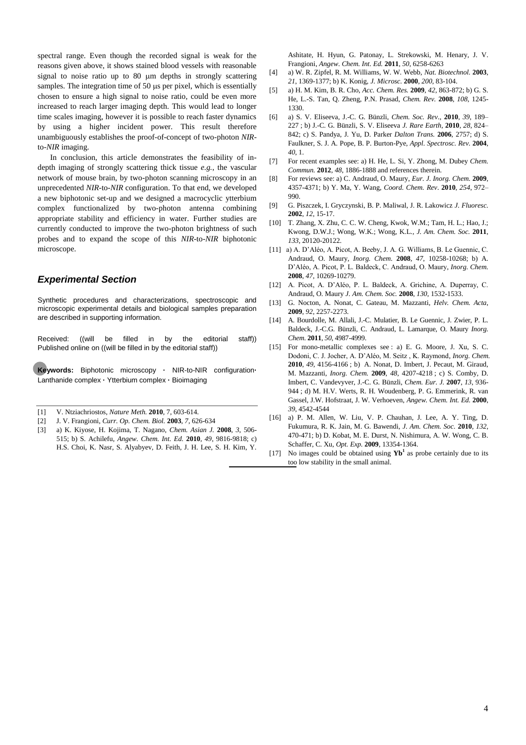spectral range. Even though the recorded signal is weak for the reasons given above, it shows stained blood vessels with reasonable signal to noise ratio up to 80 μm depths in strongly scattering samples. The integration time of 50 μs per pixel, which is essentially chosen to ensure a high signal to noise ratio, could be even more increased to reach larger imaging depth. This would lead to longer time scales imaging, however it is possible to reach faster dynamics by using a higher incident power. This result therefore unambiguously establishes the proof-of-concept of two-photon *NIR*-to-*NIR* imaging.

In conclusion, this article demonstrates the feasibility of in-depth imaging of strongly scattering thick tissue *e.g.*, the vascular network of mouse brain, by two-photon scanning microscopy in an unprecedented *NIR*-to-*NIR* configuration. To that end, we developed a new biphotonic set-up and we designed a macrocyclic ytterbium complex functionalized by two-photon antenna combining appropriate stability and efficiency in water. Further studies are currently conducted to improve the two-photon brightness of such probes and to expand the scope of this *NIR*-to-*NIR* biphotonic microscope.

## Experimental Section

Synthetic procedures and characterizations, spectroscopic and microscopic experimental details and biological samples preparation are described in supporting information.

Received: ((will be filled in by the editorial staff))
Published online on ((will be filled in by the editorial staff))

**Keywords:** Biphotonic microscopy · NIR-to-NIR configuration· Lanthanide complex · Ytterbium complex · Bioimaging

[1] V. Ntziachriostos, *Nature Meth.* **2010**, 7, 603-614.

[2] J. V. Frangioni, *Curr. Op. Chem. Biol.* **2003**, *7*, 626-634

[3] a) K. Kiyose, H. Kojima, T. Nagano, *Chem. Asian J.* **2008**, *3*, 506-515; b) S. Achilefu, *Angew. Chem. Int. Ed.* **2010**, *49*, 9816-9818; c) H.S. Choi, K. Nasr, S. Alyabyev, D. Feith, J. H. Lee, S. H. Kim, Y. Ashitate, H. Hyun, G. Patonay, L. Strekowski, M. Henary, J. V. Frangioni, *Angew. Chem. Int. Ed.* **2011**, *50*, 6258-6263

[4] a) W. R. Zipfel, R. M. Williams, W. W. Webb, *Nat. Biotechnol.* **2003**, *21*, 1369-1377; b) K. Konig, *J. Microsc.* **2000**, *200*, 83-104.

[5] a) H. M. Kim, B. R. Cho, *Acc. Chem. Res.* **2009**, *42*, 863-872; b) G. S. He, L.-S. Tan, Q. Zheng, P.N. Prasad, *Chem. Rev.* **2008**, *108*, 1245-1330.

[6] a) S. V. Eliseeva, J.-C. G. Bünzli, *Chem. Soc. Rev.*, **2010**, *39*, 189–227 ; b) J.-C. G. Bünzli, S. V. Eliseeva *J. Rare Earth*, **2010**, *28*, 824–842; c) S. Pandya, J. Yu, D. Parker *Dalton Trans.* **2006**, 2757; d) S. Faulkner, S. J. A. Pope, B. P. Burton-Pye, *Appl. Spectrosc. Rev.* **2004**, *40*, 1.

[7] For recent examples see: a) H. He, L. Si, Y. Zhong, M. Dubey *Chem. Commun.* **2012**, *48*, 1886-1888 and references therein.

[8] For reviews see: a) C. Andraud, O. Maury, *Eur. J. Inorg. Chem.* **2009**, 4357-4371; b) Y. Ma, Y. Wang, *Coord. Chem. Rev.* **2010**, *254*, 972–990.

[9] G. Piszczek, I. Gryczynski, B. P. Maliwal, J. R. Lakowicz *J. Fluoresc.* **2002**, *12*, 15-17.

[10] T. Zhang, X. Zhu, C. C. W. Cheng, Kwok, W.M.; Tam, H. L.; Hao, J.; Kwong, D.W.J.; Wong, W.K.; Wong, K.L., *J. Am. Chem. Soc.* **2011**, *133*, 20120-20122.

[11] a) A. D'Aléo, A. Picot, A. Beeby, J. A. G. Williams, B. Le Guennic, C. Andraud, O. Maury, *Inorg. Chem.* **2008**, *47*, 10258-10268; b) A. D'Aléo, A. Picot, P. L. Baldeck, C. Andraud, O. Maury, *Inorg. Chem.* **2008**, *47*, 10269-10279.

[12] A. Picot, A. D'Aléo, P. L. Baldeck, A. Grichine, A. Duperray, C. Andraud, O. Maury *J. Am. Chem. Soc.* **2008**, *130*, 1532-1533.

[13] G. Nocton, A. Nonat, C. Gateau, M. Mazzanti, *Helv. Chem. Acta*, **2009**, *92*, 2257-2273.

[14] A. Bourdolle, M. Allali, J.-C. Mulatier, B. Le Guennic, J. Zwier, P. L. Baldeck, J.-C.G. Bünzli, C. Andraud, L. Lamarque, O. Maury *Inorg. Chem.* **2011**, *50*, 4987-4999.

[15] For mono-metallic complexes see : a) E. G. Moore, J. Xu, S. C. Dodoni, C. J. Jocher, A. D'Aléo, M. Seitz , K. Raymond, *Inorg. Chem.* **2010**, *49*, 4156-4166 ; b) A. Nonat, D. Imbert, J. Pecaut, M. Giraud, M. Mazzanti, *Inorg. Chem.* **2009**, *48*, 4207-4218 ; c) S. Comby, D. Imbert, C. Vandevyver, J.-C. G. Bünzli, *Chem. Eur. J.* **2007**, *13*, 936-944 ; d) M. H.V. Werts, R. H. Woudenberg, P. G. Emmerink, R. van Gassel, J.W. Hofstraat, J. W. Verhoeven, *Angew. Chem. Int. Ed.* **2000**, *39*, 4542-4544

[16] a) P. M. Allen, W. Liu, V. P. Chauhan, J. Lee, A. Y. Ting, D. Fukumura, R. K. Jain, M. G. Bawendi, *J. Am. Chem. Soc.* **2010**, *132*, 470-471; b) D. Kobat, M. E. Durst, N. Nishimura, A. W. Wong, C. B. Schaffer, C. Xu, *Opt. Exp.* **2009**, 13354-1364.

[17] No images could be obtained using **Yb[1]** as probe certainly due to its too low stability in the small animal.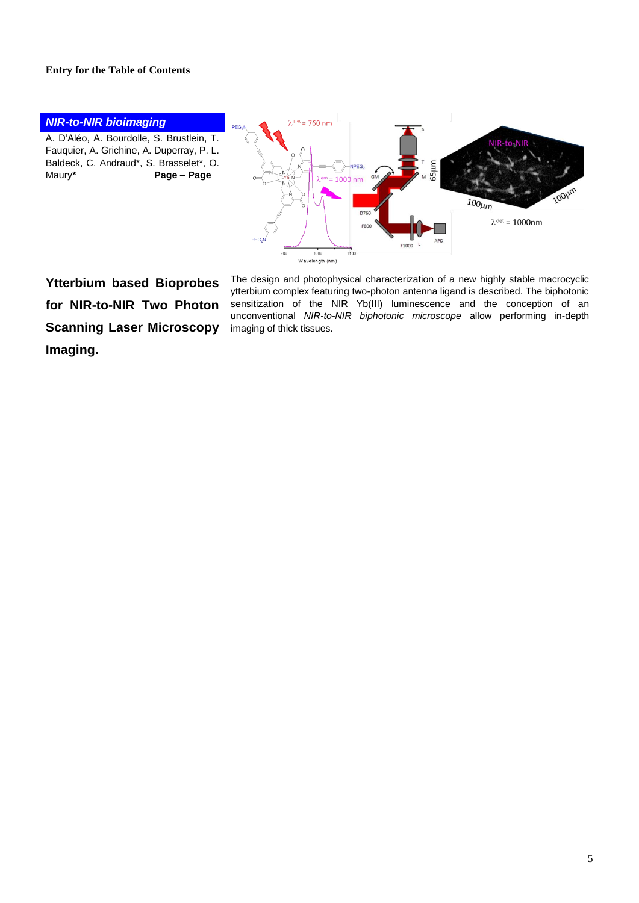**Entry for the Table of Contents**

***NIR-to-NIR bioimaging***

A. D'Aléo, A. Bourdolle, S. Brustlein, T. Fauquier, A. Grichine, A. Duperray, P. L. Baldeck, C. Andraud*, S. Brasselet*, O. Maury*______________ **Page – Page**

**Ytterbium based Bioprobes for NIR-to-NIR Two Photon Scanning Laser Microscopy Imaging.**

The design and photophysical characterization of a new highly stable macrocyclic ytterbium complex featuring two-photon antenna ligand is described. The biphotonic sensitization of the NIR Yb(III) luminescence and the conception of an unconventional *NIR-to-NIR biphotonic microscope* allow performing in-depth imaging of thick tissues.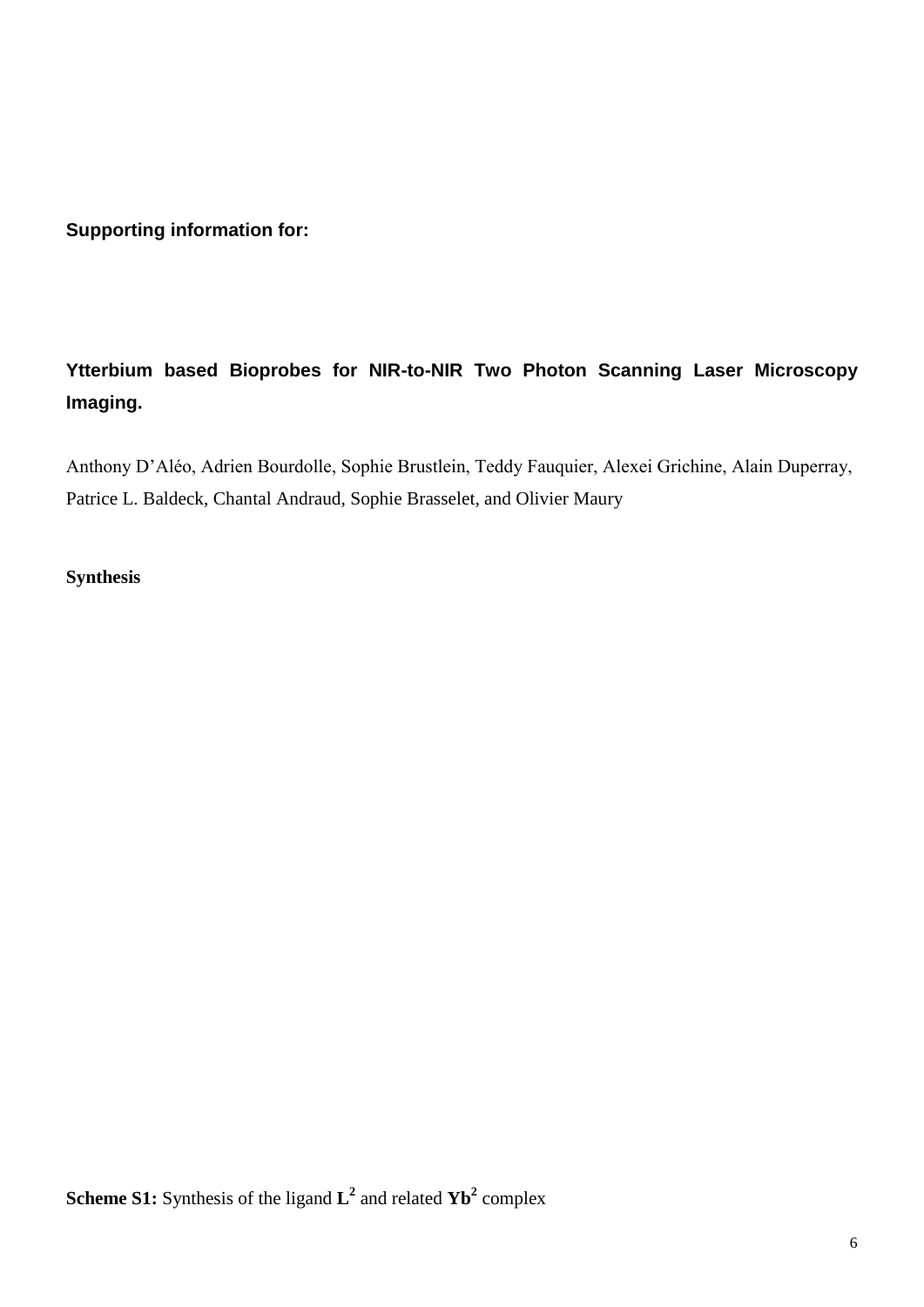**Supporting information for:**

**Ytterbium based Bioprobes for NIR-to-NIR Two Photon Scanning Laser Microscopy Imaging.**

Anthony D'Aléo, Adrien Bourdolle, Sophie Brustlein, Teddy Fauquier, Alexei Grichine, Alain Duperray, Patrice L. Baldeck, Chantal Andraud, Sophie Brasselet, and Olivier Maury

**Synthesis**

**Scheme S1:** Synthesis of the ligand $\mathbf{L^2}$ and related $\mathbf{Yb^2}$ complex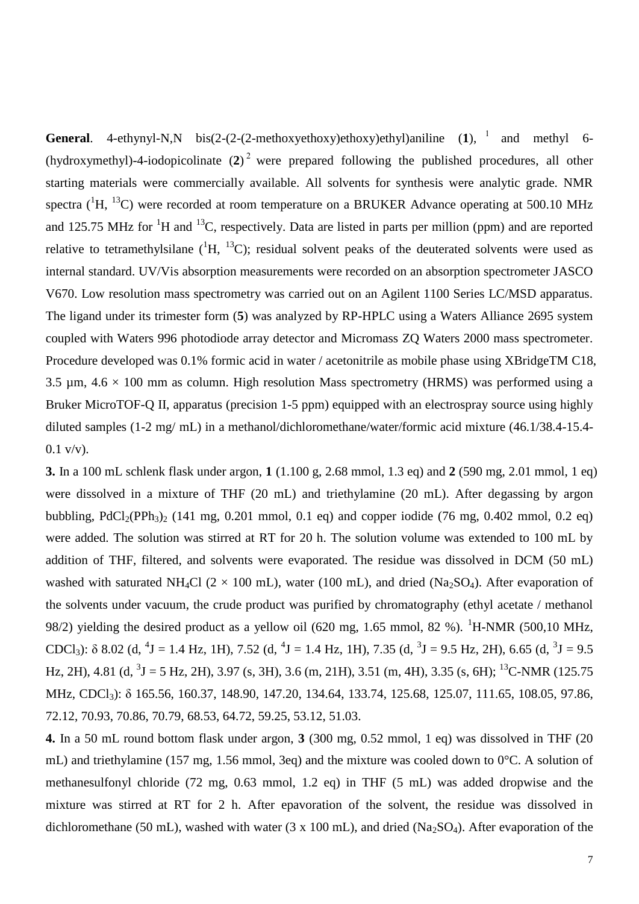**General**. 4-ethynyl-N,N bis(2-(2-(2-methoxyethoxy)ethoxy)ethyl)aniline (**1**), [1] and methyl 6-(hydroxymethyl)-4-iodopicolinate (**2**) [2] were prepared following the published procedures, all other starting materials were commercially available. All solvents for synthesis were analytic grade. NMR spectra ($^{1}$H, $^{13}$C) were recorded at room temperature on a BRUKER Advance operating at 500.10 MHz and 125.75 MHz for $^{1}$H and $^{13}$C, respectively. Data are listed in parts per million (ppm) and are reported relative to tetramethylsilane ($^{1}$H, $^{13}$C); residual solvent peaks of the deuterated solvents were used as internal standard. UV/Vis absorption measurements were recorded on an absorption spectrometer JASCO V670. Low resolution mass spectrometry was carried out on an Agilent 1100 Series LC/MSD apparatus. The ligand under its trimester form (**5**) was analyzed by RP-HPLC using a Waters Alliance 2695 system coupled with Waters 996 photodiode array detector and Micromass ZQ Waters 2000 mass spectrometer. Procedure developed was 0.1% formic acid in water / acetonitrile as mobile phase using XBridgeTM C18, 3.5 µm, 4.6 × 100 mm as column. High resolution Mass spectrometry (HRMS) was performed using a Bruker MicroTOF-Q II, apparatus (precision 1-5 ppm) equipped with an electrospray source using highly diluted samples (1-2 mg/ mL) in a methanol/dichloromethane/water/formic acid mixture (46.1/38.4-15.4-0.1 v/v).

**3.** In a 100 mL schlenk flask under argon, **1** (1.100 g, 2.68 mmol, 1.3 eq) and **2** (590 mg, 2.01 mmol, 1 eq) were dissolved in a mixture of THF (20 mL) and triethylamine (20 mL). After degassing by argon bubbling, $PdCl_2(PPh_3)_2$ (141 mg, 0.201 mmol, 0.1 eq) and copper iodide (76 mg, 0.402 mmol, 0.2 eq) were added. The solution was stirred at RT for 20 h. The solution volume was extended to 100 mL by addition of THF, filtered, and solvents were evaporated. The residue was dissolved in DCM (50 mL) washed with saturated $NH_4Cl$ (2 × 100 mL), water (100 mL), and dried ($Na_2SO_4$). After evaporation of the solvents under vacuum, the crude product was purified by chromatography (ethyl acetate / methanol 98/2) yielding the desired product as a yellow oil (620 mg, 1.65 mmol, 82 %). $^{1}$H-NMR (500,10 MHz, $CDCl_3$): δ 8.02 (d, $^{4}J$ = 1.4 Hz, 1H), 7.52 (d, $^{4}J$ = 1.4 Hz, 1H), 7.35 (d, $^{3}J$ = 9.5 Hz, 2H), 6.65 (d, $^{3}J$ = 9.5 Hz, 2H), 4.81 (d, $^{3}J$ = 5 Hz, 2H), 3.97 (s, 3H), 3.6 (m, 21H), 3.51 (m, 4H), 3.35 (s, 6H); $^{13}$C-NMR (125.75 MHz, $CDCl_3$): δ 165.56, 160.37, 148.90, 147.20, 134.64, 133.74, 125.68, 125.07, 111.65, 108.05, 97.86, 72.12, 70.93, 70.86, 70.79, 68.53, 64.72, 59.25, 53.12, 51.03.

**4.** In a 50 mL round bottom flask under argon, **3** (300 mg, 0.52 mmol, 1 eq) was dissolved in THF (20 mL) and triethylamine (157 mg, 1.56 mmol, 3eq) and the mixture was cooled down to 0°C. A solution of methanesulfonyl chloride (72 mg, 0.63 mmol, 1.2 eq) in THF (5 mL) was added dropwise and the mixture was stirred at RT for 2 h. After epavoration of the solvent, the residue was dissolved in dichloromethane (50 mL), washed with water (3 x 100 mL), and dried ($Na_2SO_4$). After evaporation of the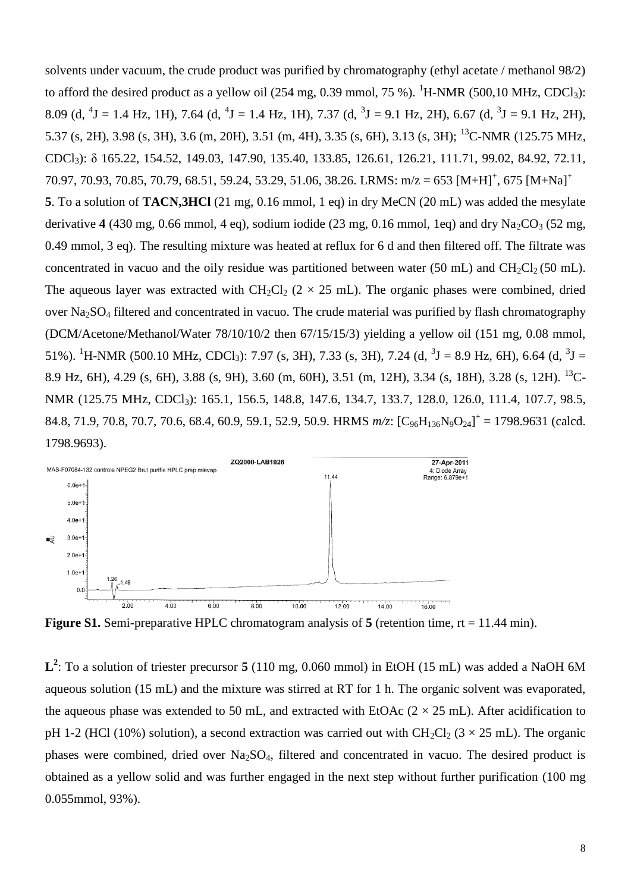solvents under vacuum, the crude product was purified by chromatography (ethyl acetate / methanol 98/2) to afford the desired product as a yellow oil (254 mg, 0.39 mmol, 75 %). $^{1}$H-NMR (500,10 MHz, $CDCl_3$): 8.09 (d, $^{4}J$ = 1.4 Hz, 1H), 7.64 (d, $^{4}J$ = 1.4 Hz, 1H), 7.37 (d, $^{3}J$ = 9.1 Hz, 2H), 6.67 (d, $^{3}J$ = 9.1 Hz, 2H), 5.37 (s, 2H), 3.98 (s, 3H), 3.6 (m, 20H), 3.51 (m, 4H), 3.35 (s, 6H), 3.13 (s, 3H); $^{13}$C-NMR (125.75 MHz, $CDCl_3$): δ 165.22, 154.52, 149.03, 147.90, 135.40, 133.85, 126.61, 126.21, 111.71, 99.02, 84.92, 72.11, 70.97, 70.93, 70.85, 70.79, 68.51, 59.24, 53.29, 51.06, 38.26. LRMS: m/z = 653 $[M+H]^+$, 675 $[M+Na]^+$

**5**. To a solution of **TACN,3HCl** (21 mg, 0.16 mmol, 1 eq) in dry MeCN (20 mL) was added the mesylate derivative **4** (430 mg, 0.66 mmol, 4 eq), sodium iodide (23 mg, 0.16 mmol, 1eq) and dry $Na_2CO_3$ (52 mg, 0.49 mmol, 3 eq). The resulting mixture was heated at reflux for 6 d and then filtered off. The filtrate was concentrated in vacuo and the oily residue was partitioned between water (50 mL) and $CH_2Cl_2$ (50 mL). The aqueous layer was extracted with $CH_2Cl_2$ (2 × 25 mL). The organic phases were combined, dried over $Na_2SO_4$ filtered and concentrated in vacuo. The crude material was purified by flash chromatography (DCM/Acetone/Methanol/Water 78/10/10/2 then 67/15/15/3) yielding a yellow oil (151 mg, 0.08 mmol, 51%). $^{1}$H-NMR (500.10 MHz, $CDCl_3$): 7.97 (s, 3H), 7.33 (s, 3H), 7.24 (d, $^{3}J$ = 8.9 Hz, 6H), 6.64 (d, $^{3}J$ = 8.9 Hz, 6H), 4.29 (s, 6H), 3.88 (s, 9H), 3.60 (m, 60H), 3.51 (m, 12H), 3.34 (s, 18H), 3.28 (s, 12H). $^{13}$C-NMR (125.75 MHz, $CDCl_3$): 165.1, 156.5, 148.8, 147.6, 134.7, 133.7, 128.0, 126.0, 111.4, 107.7, 98.5, 84.8, 71.9, 70.8, 70.7, 70.6, 68.4, 60.9, 59.1, 52.9, 50.9. HRMS *m/z*: $[C_{96}H_{136}N_9O_{24}]^+$ = 1798.9631 (calcd. 1798.9693).

**Figure S1.** Semi-preparative HPLC chromatogram analysis of **5** (retention time, rt = 11.44 min).

$\mathbf{L^2}$: To a solution of triester precursor **5** (110 mg, 0.060 mmol) in EtOH (15 mL) was added a NaOH 6M aqueous solution (15 mL) and the mixture was stirred at RT for 1 h. The organic solvent was evaporated, the aqueous phase was extended to 50 mL, and extracted with EtOAc (2 × 25 mL). After acidification to pH 1-2 (HCl (10%) solution), a second extraction was carried out with $CH_2Cl_2$ (3 × 25 mL). The organic phases were combined, dried over $Na_2SO_4$, filtered and concentrated in vacuo. The desired product is obtained as a yellow solid and was further engaged in the next step without further purification (100 mg 0.055mmol, 93%).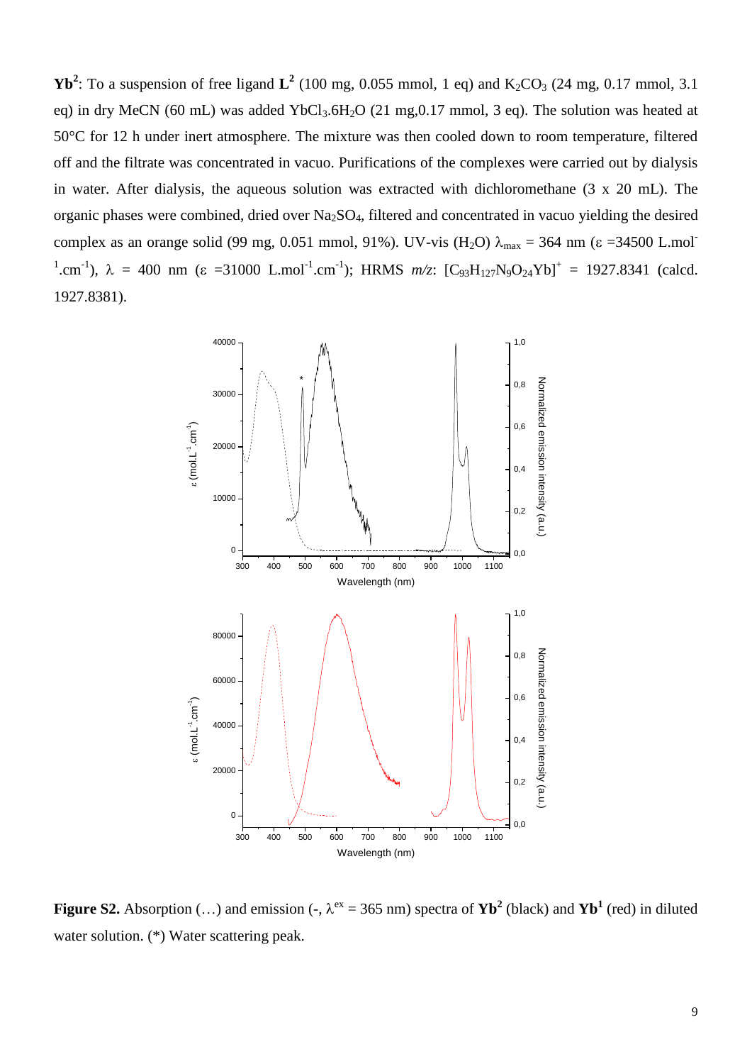**$Yb^2$**: To a suspension of free ligand **$L^2$** (100 mg, 0.055 mmol, 1 eq) and $K_2CO_3$ (24 mg, 0.17 mmol, 3.1 eq) in dry MeCN (60 mL) was added $YbCl_3.6H_2O$ (21 mg,0.17 mmol, 3 eq). The solution was heated at 50°C for 12 h under inert atmosphere. The mixture was then cooled down to room temperature, filtered off and the filtrate was concentrated in vacuo. Purifications of the complexes were carried out by dialysis in water. After dialysis, the aqueous solution was extracted with dichloromethane (3 x 20 mL). The organic phases were combined, dried over $Na_2SO_4$, filtered and concentrated in vacuo yielding the desired complex as an orange solid (99 mg, 0.051 mmol, 91%). UV-vis ($H_2O$) $\lambda_{max}$ = 364 nm ($\varepsilon$ =34500 $L.mol^{-1}.cm^{-1}$), $\lambda$ = 400 nm ($\varepsilon$ =31000 $L.mol^{-1}.cm^{-1}$); HRMS *m/z*: $[C_{93}H_{127}N_9O_{24}Yb]^+$ = 1927.8341 (calcd. 1927.8381).

**Figure S2.** Absorption (…) and emission (-, $\lambda^{ex}$ = 365 nm) spectra of **$Yb^2$** (black) and **$Yb^1$** (red) in diluted water solution. (*) Water scattering peak.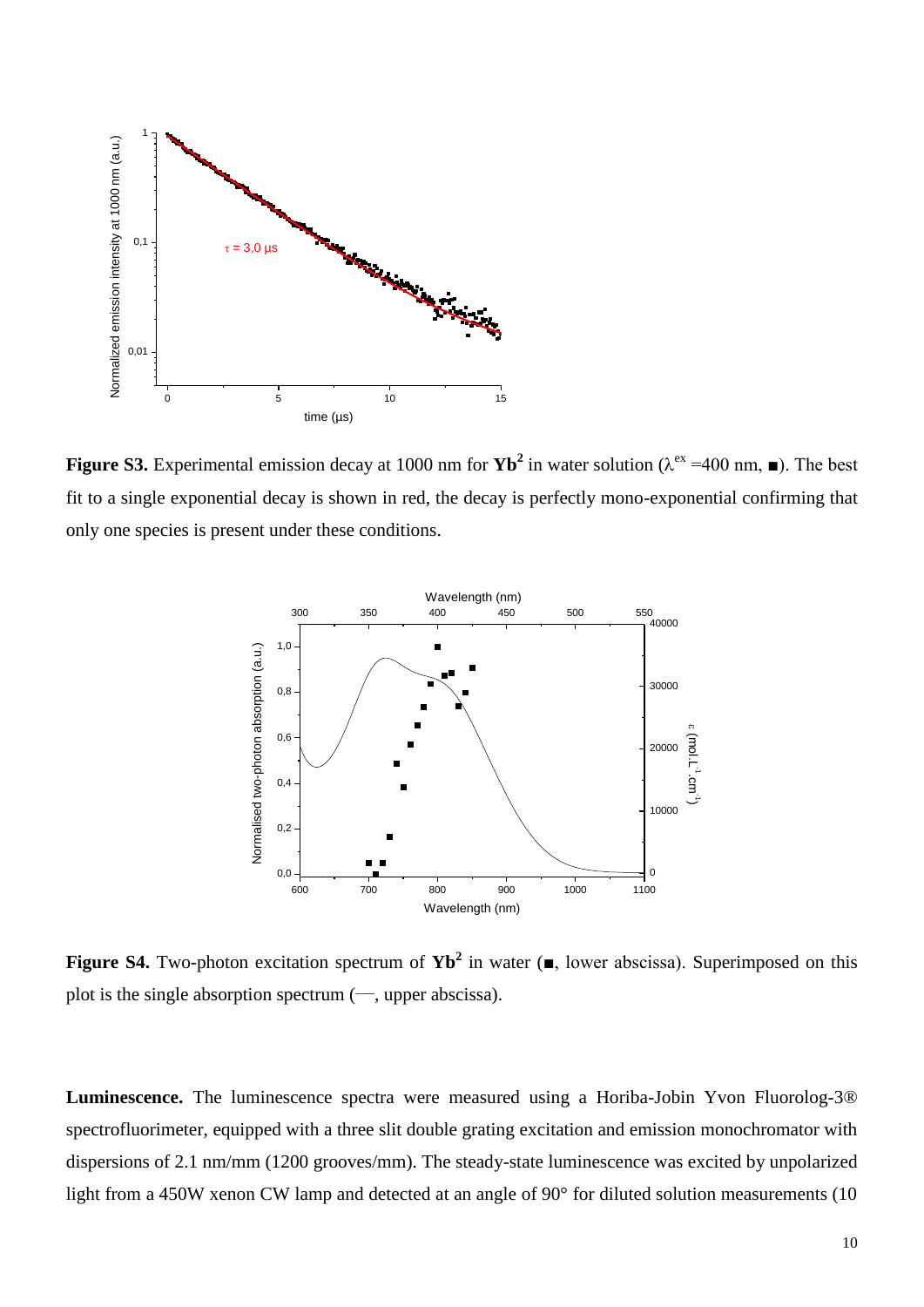**Figure S3.** Experimental emission decay at 1000 nm for **Yb²** in water solution ($\lambda^{ex}$ =400 nm, ■). The best fit to a single exponential decay is shown in red, the decay is perfectly mono-exponential confirming that only one species is present under these conditions.

**Figure S4.** Two-photon excitation spectrum of **Yb²** in water (■, lower abscissa). Superimposed on this plot is the single absorption spectrum (—, upper abscissa).

**Luminescence.** The luminescence spectra were measured using a Horiba-Jobin Yvon Fluorolog-3® spectrofluorimeter, equipped with a three slit double grating excitation and emission monochromator with dispersions of 2.1 nm/mm (1200 grooves/mm). The steady-state luminescence was excited by unpolarized light from a 450W xenon CW lamp and detected at an angle of 90° for diluted solution measurements (10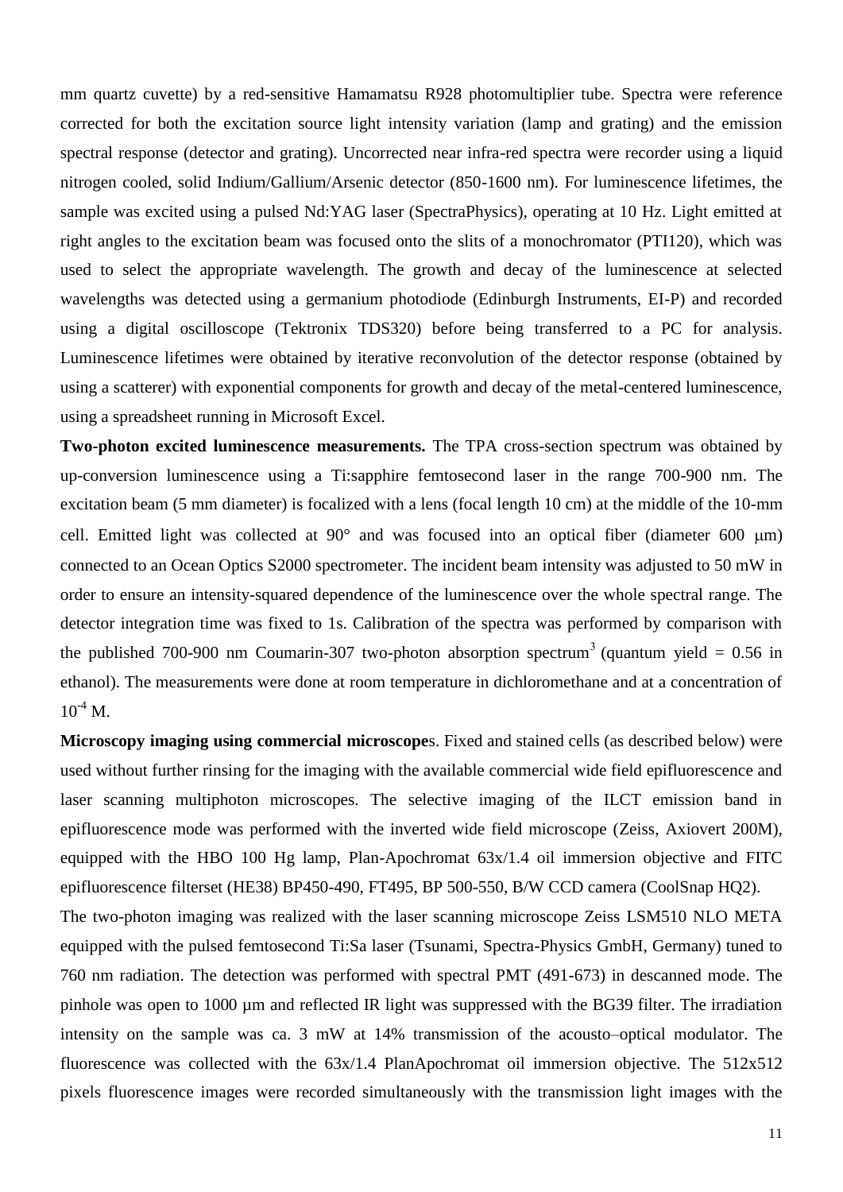mm quartz cuvette) by a red-sensitive Hamamatsu R928 photomultiplier tube. Spectra were reference corrected for both the excitation source light intensity variation (lamp and grating) and the emission spectral response (detector and grating). Uncorrected near infra-red spectra were recorder using a liquid nitrogen cooled, solid Indium/Gallium/Arsenic detector (850-1600 nm). For luminescence lifetimes, the sample was excited using a pulsed Nd:YAG laser (SpectraPhysics), operating at 10 Hz. Light emitted at right angles to the excitation beam was focused onto the slits of a monochromator (PTI120), which was used to select the appropriate wavelength. The growth and decay of the luminescence at selected wavelengths was detected using a germanium photodiode (Edinburgh Instruments, EI-P) and recorded using a digital oscilloscope (Tektronix TDS320) before being transferred to a PC for analysis. Luminescence lifetimes were obtained by iterative reconvolution of the detector response (obtained by using a scatterer) with exponential components for growth and decay of the metal-centered luminescence, using a spreadsheet running in Microsoft Excel.

**Two-photon excited luminescence measurements.** The TPA cross-section spectrum was obtained by up-conversion luminescence using a Ti:sapphire femtosecond laser in the range 700-900 nm. The excitation beam (5 mm diameter) is focalized with a lens (focal length 10 cm) at the middle of the 10-mm cell. Emitted light was collected at 90° and was focused into an optical fiber (diameter 600 μm) connected to an Ocean Optics S2000 spectrometer. The incident beam intensity was adjusted to 50 mW in order to ensure an intensity-squared dependence of the luminescence over the whole spectral range. The detector integration time was fixed to 1s. Calibration of the spectra was performed by comparison with the published 700-900 nm Coumarin-307 two-photon absorption spectrum[3] (quantum yield = 0.56 in ethanol). The measurements were done at room temperature in dichloromethane and at a concentration of $10^{-4}$ M.

**Microscopy imaging using commercial microscope**s. Fixed and stained cells (as described below) were used without further rinsing for the imaging with the available commercial wide field epifluorescence and laser scanning multiphoton microscopes. The selective imaging of the ILCT emission band in epifluorescence mode was performed with the inverted wide field microscope (Zeiss, Axiovert 200M), equipped with the HBO 100 Hg lamp, Plan-Apochromat 63x/1.4 oil immersion objective and FITC epifluorescence filterset (HE38) BP450-490, FT495, BP 500-550, B/W CCD camera (CoolSnap HQ2).

The two-photon imaging was realized with the laser scanning microscope Zeiss LSM510 NLO META equipped with the pulsed femtosecond Ti:Sa laser (Tsunami, Spectra-Physics GmbH, Germany) tuned to 760 nm radiation. The detection was performed with spectral PMT (491-673) in descanned mode. The pinhole was open to 1000 µm and reflected IR light was suppressed with the BG39 filter. The irradiation intensity on the sample was ca. 3 mW at 14% transmission of the acousto–optical modulator. The fluorescence was collected with the 63x/1.4 PlanApochromat oil immersion objective. The 512x512 pixels fluorescence images were recorded simultaneously with the transmission light images with the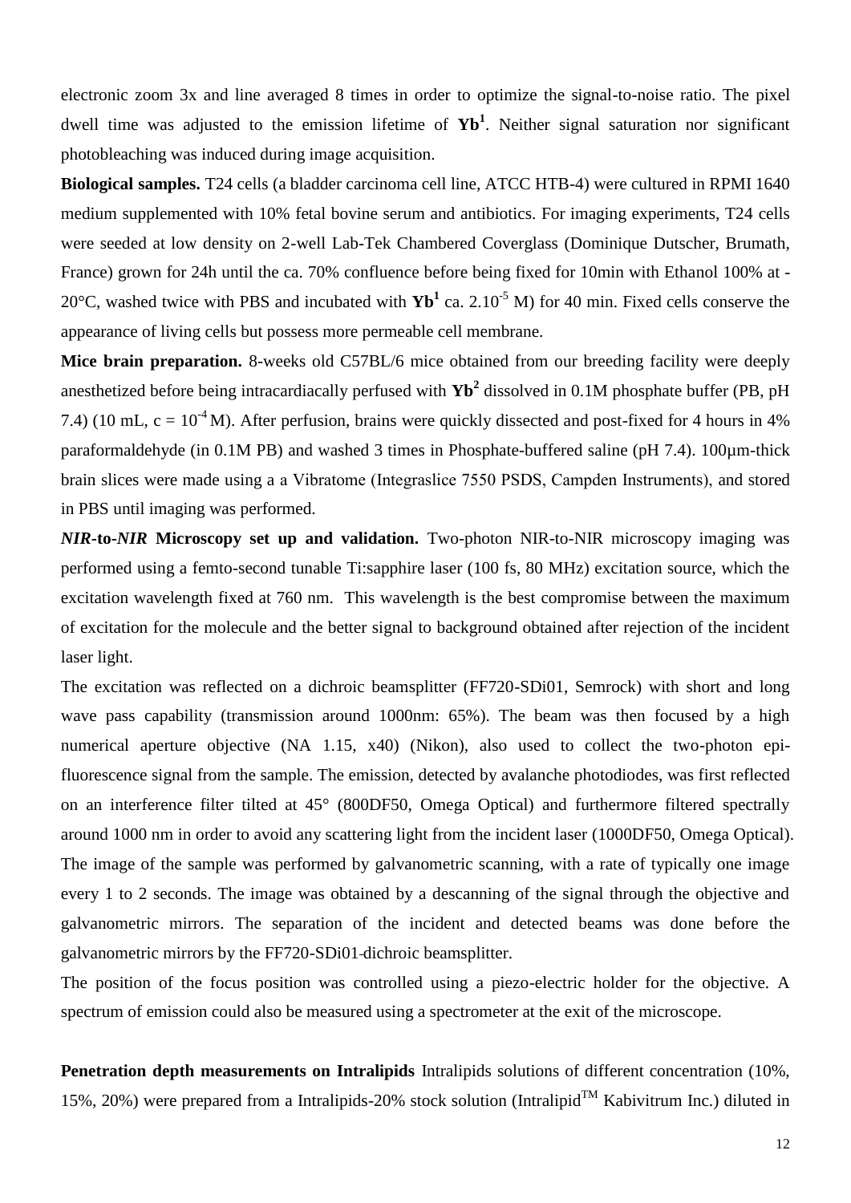electronic zoom 3x and line averaged 8 times in order to optimize the signal-to-noise ratio. The pixel dwell time was adjusted to the emission lifetime of $\mathbf{Yb^1}$. Neither signal saturation nor significant photobleaching was induced during image acquisition.

**Biological samples.** T24 cells (a bladder carcinoma cell line, ATCC HTB-4) were cultured in RPMI 1640 medium supplemented with 10% fetal bovine serum and antibiotics. For imaging experiments, T24 cells were seeded at low density on 2-well Lab-Tek Chambered Coverglass (Dominique Dutscher, Brumath, France) grown for 24h until the ca. 70% confluence before being fixed for 10min with Ethanol 100% at -20°C, washed twice with PBS and incubated with $\mathbf{Yb^1}$ ca. $2.10^{-5}$ M) for 40 min. Fixed cells conserve the appearance of living cells but possess more permeable cell membrane.

**Mice brain preparation.** 8-weeks old C57BL/6 mice obtained from our breeding facility were deeply anesthetized before being intracardiacally perfused with $\mathbf{Yb^2}$ dissolved in 0.1M phosphate buffer (PB, pH 7.4) (10 mL, c = $10^{-4}$ M). After perfusion, brains were quickly dissected and post-fixed for 4 hours in 4% paraformaldehyde (in 0.1M PB) and washed 3 times in Phosphate-buffered saline (pH 7.4). 100µm-thick brain slices were made using a a Vibratome (Integraslice 7550 PSDS, Campden Instruments), and stored in PBS until imaging was performed.

***NIR*-to-*NIR* Microscopy set up and validation.** Two-photon NIR-to-NIR microscopy imaging was performed using a femto-second tunable Ti:sapphire laser (100 fs, 80 MHz) excitation source, which the excitation wavelength fixed at 760 nm. This wavelength is the best compromise between the maximum of excitation for the molecule and the better signal to background obtained after rejection of the incident laser light.

The excitation was reflected on a dichroic beamsplitter (FF720-SDi01, Semrock) with short and long wave pass capability (transmission around 1000nm: 65%). The beam was then focused by a high numerical aperture objective (NA 1.15, x40) (Nikon), also used to collect the two-photon epi-fluorescence signal from the sample. The emission, detected by avalanche photodiodes, was first reflected on an interference filter tilted at 45° (800DF50, Omega Optical) and furthermore filtered spectrally around 1000 nm in order to avoid any scattering light from the incident laser (1000DF50, Omega Optical). The image of the sample was performed by galvanometric scanning, with a rate of typically one image every 1 to 2 seconds. The image was obtained by a descanning of the signal through the objective and galvanometric mirrors. The separation of the incident and detected beams was done before the galvanometric mirrors by the FF720-SDi01 dichroic beamsplitter.

The position of the focus position was controlled using a piezo-electric holder for the objective. A spectrum of emission could also be measured using a spectrometer at the exit of the microscope.

**Penetration depth measurements on Intralipids** Intralipids solutions of different concentration (10%, 15%, 20%) were prepared from a Intralipids-20% stock solution (Intralipid™ Kabivitrum Inc.) diluted in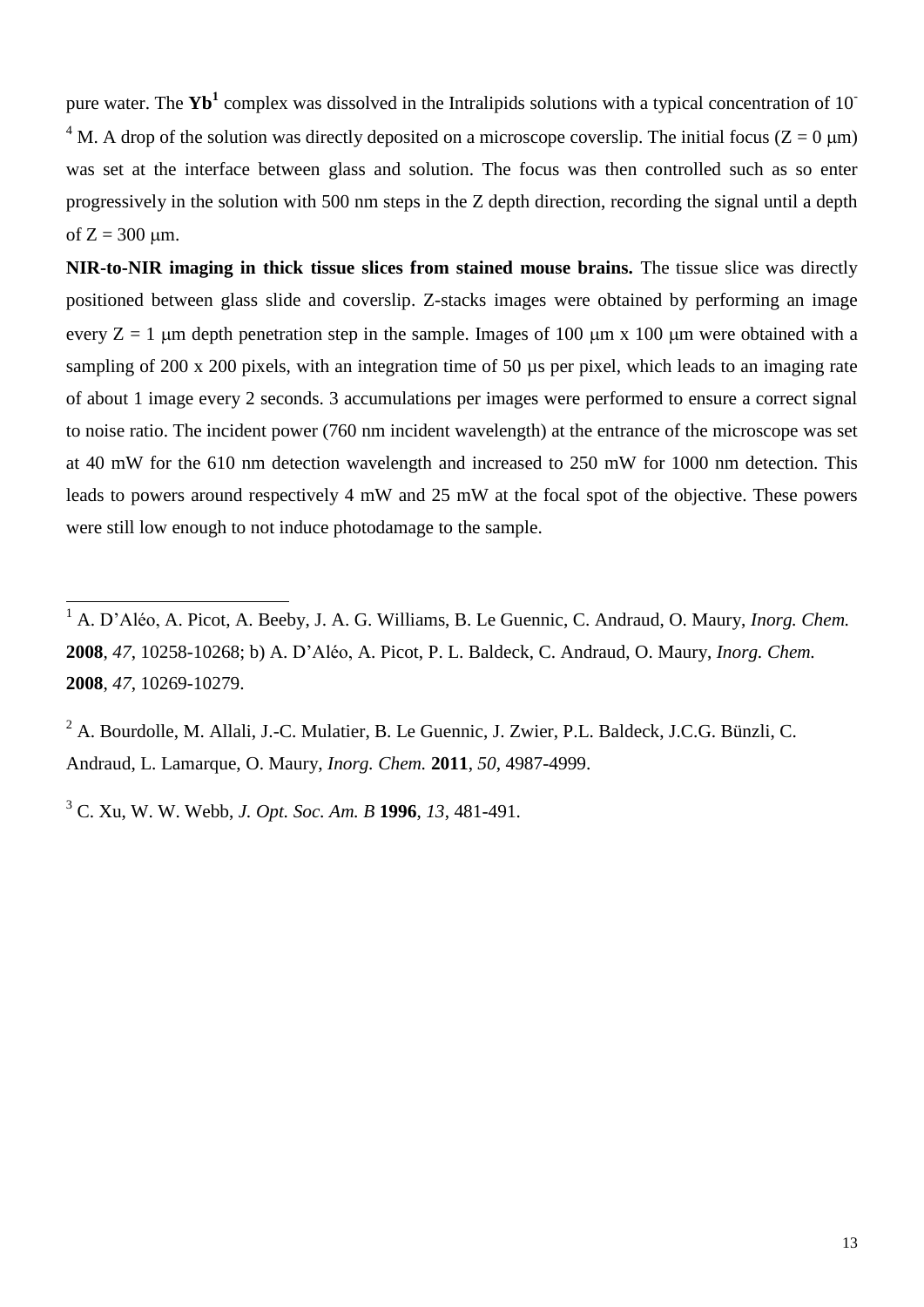pure water. The **Yb[1]** complex was dissolved in the Intralipids solutions with a typical concentration of $10^{-4}$ M. A drop of the solution was directly deposited on a microscope coverslip. The initial focus ($Z = 0$ μm) was set at the interface between glass and solution. The focus was then controlled such as so enter progressively in the solution with 500 nm steps in the Z depth direction, recording the signal until a depth of $Z = 300$ μm.

**NIR-to-NIR imaging in thick tissue slices from stained mouse brains.** The tissue slice was directly positioned between glass slide and coverslip. Z-stacks images were obtained by performing an image every $Z = 1$ μm depth penetration step in the sample. Images of 100 μm x 100 μm were obtained with a sampling of 200 x 200 pixels, with an integration time of 50 µs per pixel, which leads to an imaging rate of about 1 image every 2 seconds. 3 accumulations per images were performed to ensure a correct signal to noise ratio. The incident power (760 nm incident wavelength) at the entrance of the microscope was set at 40 mW for the 610 nm detection wavelength and increased to 250 mW for 1000 nm detection. This leads to powers around respectively 4 mW and 25 mW at the focal spot of the objective. These powers were still low enough to not induce photodamage to the sample.

---

[1] A. D'Aléo, A. Picot, A. Beeby, J. A. G. Williams, B. Le Guennic, C. Andraud, O. Maury, *Inorg. Chem.* **2008**, *47*, 10258-10268; b) A. D'Aléo, A. Picot, P. L. Baldeck, C. Andraud, O. Maury, *Inorg. Chem.* **2008**, *47*, 10269-10279.

[2] A. Bourdolle, M. Allali, J.-C. Mulatier, B. Le Guennic, J. Zwier, P.L. Baldeck, J.C.G. Bünzli, C. Andraud, L. Lamarque, O. Maury, *Inorg. Chem.* **2011**, *50*, 4987-4999.

[3] C. Xu, W. W. Webb, *J. Opt. Soc. Am. B* **1996**, *13*, 481-491.